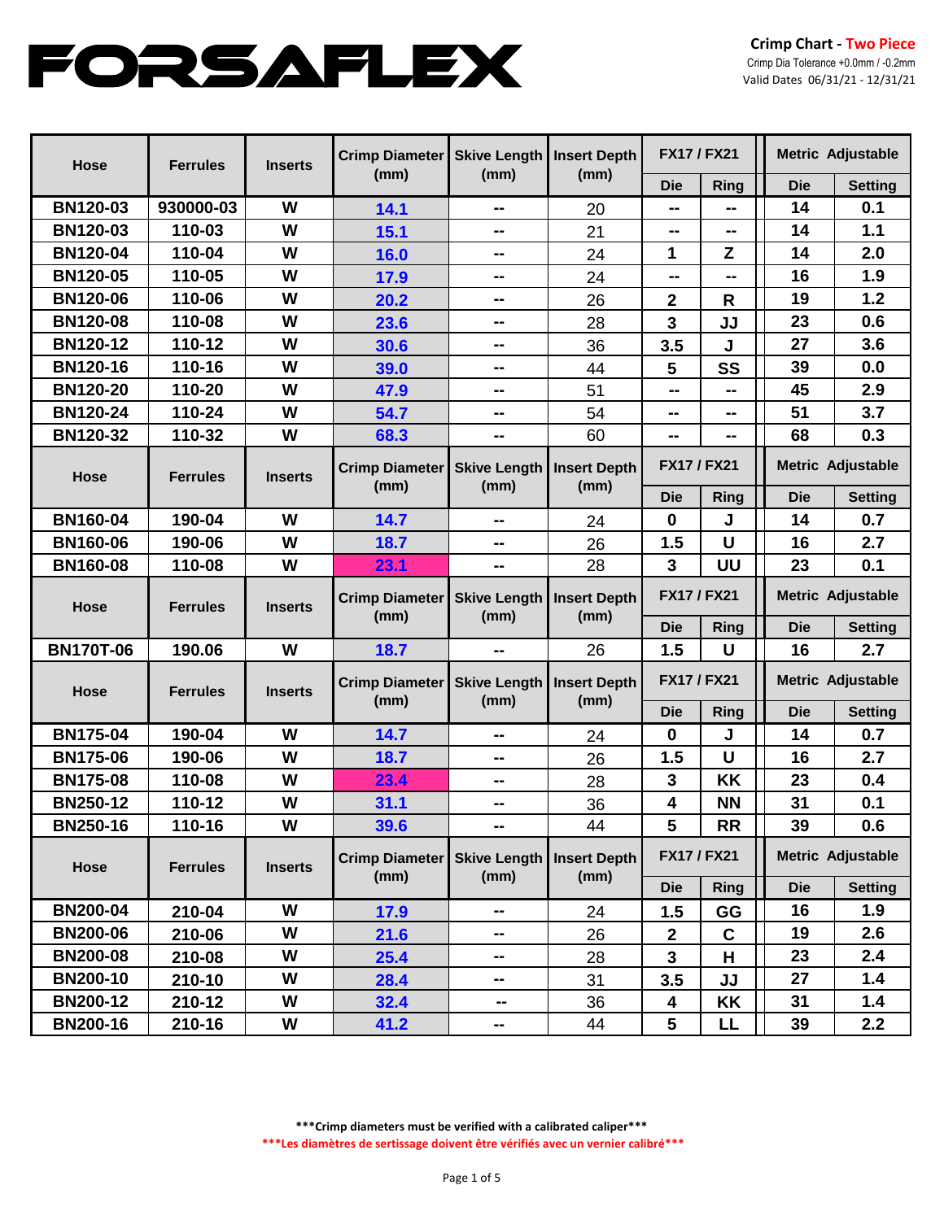# FORSAFLEX

**Crimp Chart - Two Piece**
Crimp Dia Tolerance +0.0mm / -0.2mm
Valid Dates 06/31/21 - 12/31/21

| Hose | Ferrules | Inserts | Crimp Diameter (mm) | Skive Length (mm) | Insert Depth (mm) | FX17 / FX21 | | Metric Adjustable | |
|---|---|---|---|---|---|---|---|---|---|
| | | | | | | Die | Ring | Die | Setting |
| BN120-03 | 930000-03 | W | 14.1 | -- | 20 | -- | -- | 14 | 0.1 |
| BN120-03 | 110-03 | W | 15.1 | -- | 21 | -- | -- | 14 | 1.1 |
| BN120-04 | 110-04 | W | 16.0 | -- | 24 | 1 | Z | 14 | 2.0 |
| BN120-05 | 110-05 | W | 17.9 | -- | 24 | -- | -- | 16 | 1.9 |
| BN120-06 | 110-06 | W | 20.2 | -- | 26 | 2 | R | 19 | 1.2 |
| BN120-08 | 110-08 | W | 23.6 | -- | 28 | 3 | JJ | 23 | 0.6 |
| BN120-12 | 110-12 | W | 30.6 | -- | 36 | 3.5 | J | 27 | 3.6 |
| BN120-16 | 110-16 | W | 39.0 | -- | 44 | 5 | SS | 39 | 0.0 |
| BN120-20 | 110-20 | W | 47.9 | -- | 51 | -- | -- | 45 | 2.9 |
| BN120-24 | 110-24 | W | 54.7 | -- | 54 | -- | -- | 51 | 3.7 |
| BN120-32 | 110-32 | W | 68.3 | -- | 60 | -- | -- | 68 | 0.3 |

| Hose | Ferrules | Inserts | Crimp Diameter (mm) | Skive Length (mm) | Insert Depth (mm) | FX17 / FX21 | | Metric Adjustable | |
|---|---|---|---|---|---|---|---|---|---|
| | | | | | | Die | Ring | Die | Setting |
| BN160-04 | 190-04 | W | 14.7 | -- | 24 | 0 | J | 14 | 0.7 |
| BN160-06 | 190-06 | W | 18.7 | -- | 26 | 1.5 | U | 16 | 2.7 |
| BN160-08 | 110-08 | W | 23.1 | -- | 28 | 3 | UU | 23 | 0.1 |

| Hose | Ferrules | Inserts | Crimp Diameter (mm) | Skive Length (mm) | Insert Depth (mm) | FX17 / FX21 | | Metric Adjustable | |
|---|---|---|---|---|---|---|---|---|---|
| | | | | | | Die | Ring | Die | Setting |
| BN170T-06 | 190.06 | W | 18.7 | -- | 26 | 1.5 | U | 16 | 2.7 |

| Hose | Ferrules | Inserts | Crimp Diameter (mm) | Skive Length (mm) | Insert Depth (mm) | FX17 / FX21 | | Metric Adjustable | |
|---|---|---|---|---|---|---|---|---|---|
| | | | | | | Die | Ring | Die | Setting |
| BN175-04 | 190-04 | W | 14.7 | -- | 24 | 0 | J | 14 | 0.7 |
| BN175-06 | 190-06 | W | 18.7 | -- | 26 | 1.5 | U | 16 | 2.7 |
| BN175-08 | 110-08 | W | 23.4 | -- | 28 | 3 | KK | 23 | 0.4 |
| BN250-12 | 110-12 | W | 31.1 | -- | 36 | 4 | NN | 31 | 0.1 |
| BN250-16 | 110-16 | W | 39.6 | -- | 44 | 5 | RR | 39 | 0.6 |

| Hose | Ferrules | Inserts | Crimp Diameter (mm) | Skive Length (mm) | Insert Depth (mm) | FX17 / FX21 | | Metric Adjustable | |
|---|---|---|---|---|---|---|---|---|---|
| | | | | | | Die | Ring | Die | Setting |
| BN200-04 | 210-04 | W | 17.9 | -- | 24 | 1.5 | GG | 16 | 1.9 |
| BN200-06 | 210-06 | W | 21.6 | -- | 26 | 2 | C | 19 | 2.6 |
| BN200-08 | 210-08 | W | 25.4 | -- | 28 | 3 | H | 23 | 2.4 |
| BN200-10 | 210-10 | W | 28.4 | -- | 31 | 3.5 | JJ | 27 | 1.4 |
| BN200-12 | 210-12 | W | 32.4 | -- | 36 | 4 | KK | 31 | 1.4 |
| BN200-16 | 210-16 | W | 41.2 | -- | 44 | 5 | LL | 39 | 2.2 |

**\*\*\*Crimp diameters must be verified with a calibrated caliper\*\*\***

**\*\*\*Les diamètres de sertissage doivent être vérifiés avec un vernier calibré\*\*\***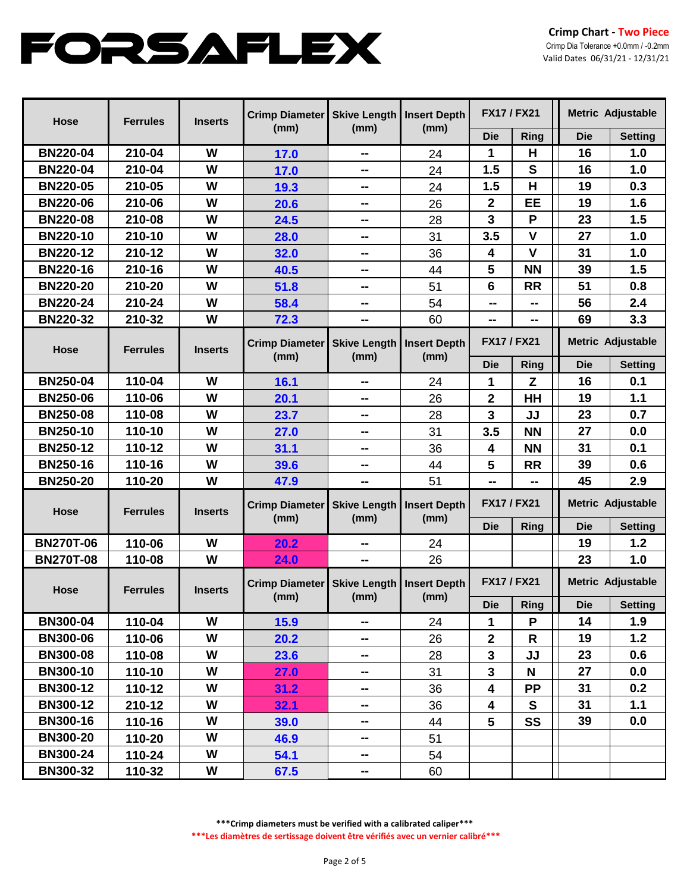# FORSAFLEX

**Crimp Chart - Two Piece**
Crimp Dia Tolerance +0.0mm / -0.2mm
Valid Dates 06/31/21 - 12/31/21

| Hose | Ferrules | Inserts | Crimp Diameter (mm) | Skive Length (mm) | Insert Depth (mm) | FX17 / FX21 | | Metric Adjustable | |
|---|---|---|---|---|---|---|---|---|---|
| | | | | | | Die | Ring | Die | Setting |
| BN220-04 | 210-04 | W | 17.0 | -- | 24 | 1 | H | 16 | 1.0 |
| BN220-04 | 210-04 | W | 17.0 | -- | 24 | 1.5 | S | 16 | 1.0 |
| BN220-05 | 210-05 | W | 19.3 | -- | 24 | 1.5 | H | 19 | 0.3 |
| BN220-06 | 210-06 | W | 20.6 | -- | 26 | 2 | EE | 19 | 1.6 |
| BN220-08 | 210-08 | W | 24.5 | -- | 28 | 3 | P | 23 | 1.5 |
| BN220-10 | 210-10 | W | 28.0 | -- | 31 | 3.5 | V | 27 | 1.0 |
| BN220-12 | 210-12 | W | 32.0 | -- | 36 | 4 | V | 31 | 1.0 |
| BN220-16 | 210-16 | W | 40.5 | -- | 44 | 5 | NN | 39 | 1.5 |
| BN220-20 | 210-20 | W | 51.8 | -- | 51 | 6 | RR | 51 | 0.8 |
| BN220-24 | 210-24 | W | 58.4 | -- | 54 | -- | -- | 56 | 2.4 |
| BN220-32 | 210-32 | W | 72.3 | -- | 60 | -- | -- | 69 | 3.3 |

| Hose | Ferrules | Inserts | Crimp Diameter (mm) | Skive Length (mm) | Insert Depth (mm) | FX17 / FX21 | | Metric Adjustable | |
|---|---|---|---|---|---|---|---|---|---|
| | | | | | | Die | Ring | Die | Setting |
| BN250-04 | 110-04 | W | 16.1 | -- | 24 | 1 | Z | 16 | 0.1 |
| BN250-06 | 110-06 | W | 20.1 | -- | 26 | 2 | HH | 19 | 1.1 |
| BN250-08 | 110-08 | W | 23.7 | -- | 28 | 3 | JJ | 23 | 0.7 |
| BN250-10 | 110-10 | W | 27.0 | -- | 31 | 3.5 | NN | 27 | 0.0 |
| BN250-12 | 110-12 | W | 31.1 | -- | 36 | 4 | NN | 31 | 0.1 |
| BN250-16 | 110-16 | W | 39.6 | -- | 44 | 5 | RR | 39 | 0.6 |
| BN250-20 | 110-20 | W | 47.9 | -- | 51 | -- | -- | 45 | 2.9 |

| Hose | Ferrules | Inserts | Crimp Diameter (mm) | Skive Length (mm) | Insert Depth (mm) | FX17 / FX21 | | Metric Adjustable | |
|---|---|---|---|---|---|---|---|---|---|
| | | | | | | Die | Ring | Die | Setting |
| BN270T-06 | 110-06 | W | 20.2 | -- | 24 | | | 19 | 1.2 |
| BN270T-08 | 110-08 | W | 24.0 | -- | 26 | | | 23 | 1.0 |

| Hose | Ferrules | Inserts | Crimp Diameter (mm) | Skive Length (mm) | Insert Depth (mm) | FX17 / FX21 | | Metric Adjustable | |
|---|---|---|---|---|---|---|---|---|---|
| | | | | | | Die | Ring | Die | Setting |
| BN300-04 | 110-04 | W | 15.9 | -- | 24 | 1 | P | 14 | 1.9 |
| BN300-06 | 110-06 | W | 20.2 | -- | 26 | 2 | R | 19 | 1.2 |
| BN300-08 | 110-08 | W | 23.6 | -- | 28 | 3 | JJ | 23 | 0.6 |
| BN300-10 | 110-10 | W | 27.0 | -- | 31 | 3 | N | 27 | 0.0 |
| BN300-12 | 110-12 | W | 31.2 | -- | 36 | 4 | PP | 31 | 0.2 |
| BN300-12 | 210-12 | W | 32.1 | -- | 36 | 4 | S | 31 | 1.1 |
| BN300-16 | 110-16 | W | 39.0 | -- | 44 | 5 | SS | 39 | 0.0 |
| BN300-20 | 110-20 | W | 46.9 | -- | 51 | | | | |
| BN300-24 | 110-24 | W | 54.1 | -- | 54 | | | | |
| BN300-32 | 110-32 | W | 67.5 | -- | 60 | | | | |

**\*\*\*Crimp diameters must be verified with a calibrated caliper\*\*\***

**\*\*\*Les diamètres de sertissage doivent être vérifiés avec un vernier calibré\*\*\***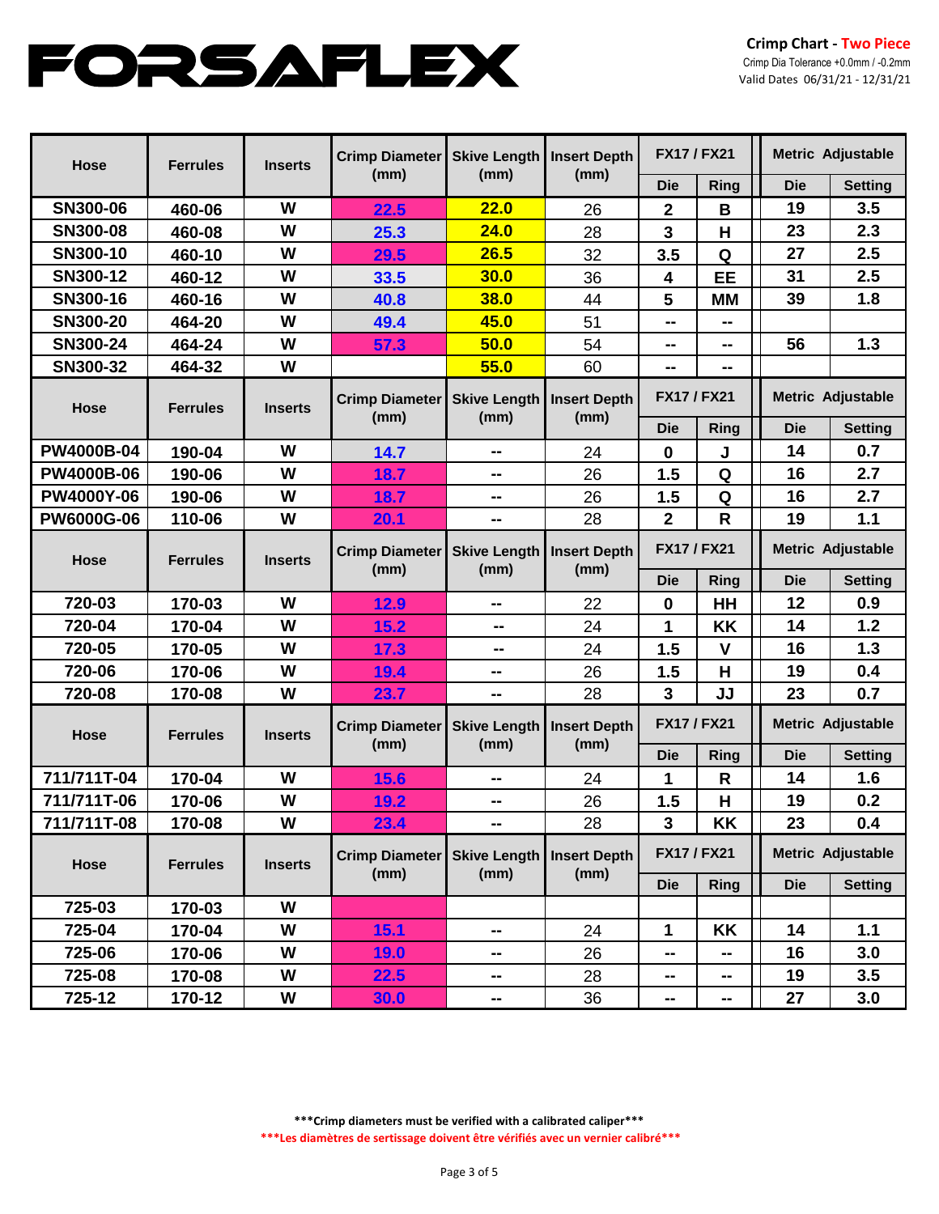# FORSAFLEX

**Crimp Chart - Two Piece**
Crimp Dia Tolerance +0.0mm / -0.2mm
Valid Dates 06/31/21 - 12/31/21

| Hose | Ferrules | Inserts | Crimp Diameter (mm) | Skive Length (mm) | Insert Depth (mm) | FX17 / FX21 | | Metric Adjustable | |
|---|---|---|---|---|---|---|---|---|---|
| | | | | | | Die | Ring | Die | Setting |
| SN300-06 | 460-06 | W | 22.5 | 22.0 | 26 | 2 | B | 19 | 3.5 |
| SN300-08 | 460-08 | W | 25.3 | 24.0 | 28 | 3 | H | 23 | 2.3 |
| SN300-10 | 460-10 | W | 29.5 | 26.5 | 32 | 3.5 | Q | 27 | 2.5 |
| SN300-12 | 460-12 | W | 33.5 | 30.0 | 36 | 4 | EE | 31 | 2.5 |
| SN300-16 | 460-16 | W | 40.8 | 38.0 | 44 | 5 | MM | 39 | 1.8 |
| SN300-20 | 464-20 | W | 49.4 | 45.0 | 51 | -- | -- | | |
| SN300-24 | 464-24 | W | 57.3 | 50.0 | 54 | -- | -- | 56 | 1.3 |
| SN300-32 | 464-32 | W | | 55.0 | 60 | -- | -- | | |

| Hose | Ferrules | Inserts | Crimp Diameter (mm) | Skive Length (mm) | Insert Depth (mm) | FX17 / FX21 | | Metric Adjustable | |
|---|---|---|---|---|---|---|---|---|---|
| | | | | | | Die | Ring | Die | Setting |
| PW4000B-04 | 190-04 | W | 14.7 | -- | 24 | 0 | J | 14 | 0.7 |
| PW4000B-06 | 190-06 | W | 18.7 | -- | 26 | 1.5 | Q | 16 | 2.7 |
| PW4000Y-06 | 190-06 | W | 18.7 | -- | 26 | 1.5 | Q | 16 | 2.7 |
| PW6000G-06 | 110-06 | W | 20.1 | -- | 28 | 2 | R | 19 | 1.1 |

| Hose | Ferrules | Inserts | Crimp Diameter (mm) | Skive Length (mm) | Insert Depth (mm) | FX17 / FX21 | | Metric Adjustable | |
|---|---|---|---|---|---|---|---|---|---|
| | | | | | | Die | Ring | Die | Setting |
| 720-03 | 170-03 | W | 12.9 | -- | 22 | 0 | HH | 12 | 0.9 |
| 720-04 | 170-04 | W | 15.2 | -- | 24 | 1 | KK | 14 | 1.2 |
| 720-05 | 170-05 | W | 17.3 | -- | 24 | 1.5 | V | 16 | 1.3 |
| 720-06 | 170-06 | W | 19.4 | -- | 26 | 1.5 | H | 19 | 0.4 |
| 720-08 | 170-08 | W | 23.7 | -- | 28 | 3 | JJ | 23 | 0.7 |

| Hose | Ferrules | Inserts | Crimp Diameter (mm) | Skive Length (mm) | Insert Depth (mm) | FX17 / FX21 | | Metric Adjustable | |
|---|---|---|---|---|---|---|---|---|---|
| | | | | | | Die | Ring | Die | Setting |
| 711/711T-04 | 170-04 | W | 15.6 | -- | 24 | 1 | R | 14 | 1.6 |
| 711/711T-06 | 170-06 | W | 19.2 | -- | 26 | 1.5 | H | 19 | 0.2 |
| 711/711T-08 | 170-08 | W | 23.4 | -- | 28 | 3 | KK | 23 | 0.4 |

| Hose | Ferrules | Inserts | Crimp Diameter (mm) | Skive Length (mm) | Insert Depth (mm) | FX17 / FX21 | | Metric Adjustable | |
|---|---|---|---|---|---|---|---|---|---|
| | | | | | | Die | Ring | Die | Setting |
| 725-03 | 170-03 | W | | | | | | | |
| 725-04 | 170-04 | W | 15.1 | -- | 24 | 1 | KK | 14 | 1.1 |
| 725-06 | 170-06 | W | 19.0 | -- | 26 | -- | -- | 16 | 3.0 |
| 725-08 | 170-08 | W | 22.5 | -- | 28 | -- | -- | 19 | 3.5 |
| 725-12 | 170-12 | W | 30.0 | -- | 36 | -- | -- | 27 | 3.0 |

**\*\*\*Crimp diameters must be verified with a calibrated caliper\*\*\***

**\*\*\*Les diamètres de sertissage doivent être vérifiés avec un vernier calibré\*\*\***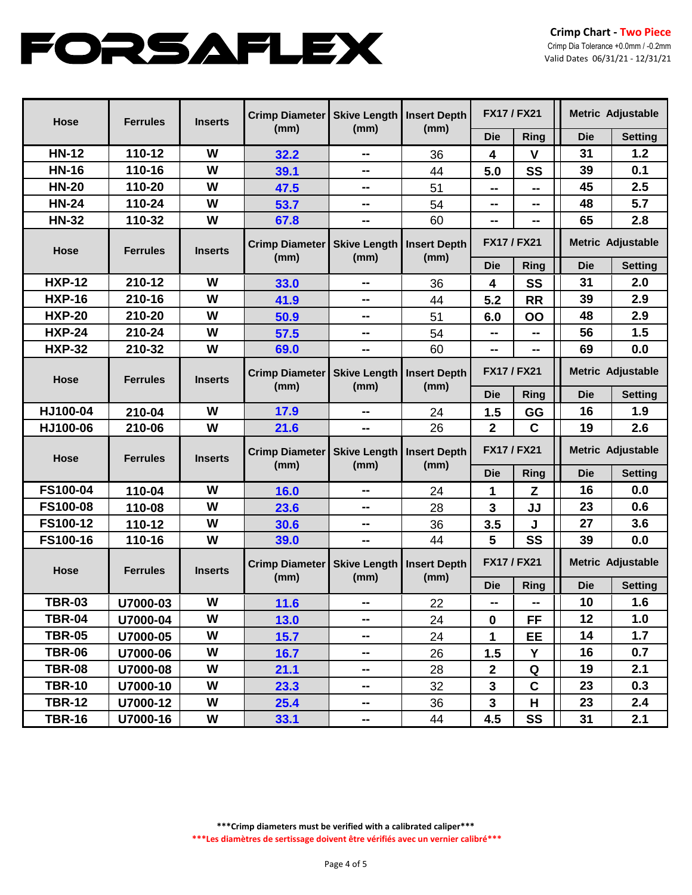# FORSAFLEX

**Crimp Chart - Two Piece**
Crimp Dia Tolerance +0.0mm / -0.2mm
Valid Dates 06/31/21 - 12/31/21

| Hose | Ferrules | Inserts | Crimp Diameter (mm) | Skive Length (mm) | Insert Depth (mm) | FX17 / FX21 | | Metric Adjustable | |
|---|---|---|---|---|---|---|---|---|---|
| | | | | | | Die | Ring | Die | Setting |
| HN-12 | 110-12 | W | 32.2 | -- | 36 | 4 | V | 31 | 1.2 |
| HN-16 | 110-16 | W | 39.1 | -- | 44 | 5.0 | SS | 39 | 0.1 |
| HN-20 | 110-20 | W | 47.5 | -- | 51 | -- | -- | 45 | 2.5 |
| HN-24 | 110-24 | W | 53.7 | -- | 54 | -- | -- | 48 | 5.7 |
| HN-32 | 110-32 | W | 67.8 | -- | 60 | -- | -- | 65 | 2.8 |

| Hose | Ferrules | Inserts | Crimp Diameter (mm) | Skive Length (mm) | Insert Depth (mm) | FX17 / FX21 | | Metric Adjustable | |
|---|---|---|---|---|---|---|---|---|---|
| | | | | | | Die | Ring | Die | Setting |
| HXP-12 | 210-12 | W | 33.0 | -- | 36 | 4 | SS | 31 | 2.0 |
| HXP-16 | 210-16 | W | 41.9 | -- | 44 | 5.2 | RR | 39 | 2.9 |
| HXP-20 | 210-20 | W | 50.9 | -- | 51 | 6.0 | OO | 48 | 2.9 |
| HXP-24 | 210-24 | W | 57.5 | -- | 54 | -- | -- | 56 | 1.5 |
| HXP-32 | 210-32 | W | 69.0 | -- | 60 | -- | -- | 69 | 0.0 |

| Hose | Ferrules | Inserts | Crimp Diameter (mm) | Skive Length (mm) | Insert Depth (mm) | FX17 / FX21 | | Metric Adjustable | |
|---|---|---|---|---|---|---|---|---|---|
| | | | | | | Die | Ring | Die | Setting |
| HJ100-04 | 210-04 | W | 17.9 | -- | 24 | 1.5 | GG | 16 | 1.9 |
| HJ100-06 | 210-06 | W | 21.6 | -- | 26 | 2 | C | 19 | 2.6 |

| Hose | Ferrules | Inserts | Crimp Diameter (mm) | Skive Length (mm) | Insert Depth (mm) | FX17 / FX21 | | Metric Adjustable | |
|---|---|---|---|---|---|---|---|---|---|
| | | | | | | Die | Ring | Die | Setting |
| FS100-04 | 110-04 | W | 16.0 | -- | 24 | 1 | Z | 16 | 0.0 |
| FS100-08 | 110-08 | W | 23.6 | -- | 28 | 3 | JJ | 23 | 0.6 |
| FS100-12 | 110-12 | W | 30.6 | -- | 36 | 3.5 | J | 27 | 3.6 |
| FS100-16 | 110-16 | W | 39.0 | -- | 44 | 5 | SS | 39 | 0.0 |

| Hose | Ferrules | Inserts | Crimp Diameter (mm) | Skive Length (mm) | Insert Depth (mm) | FX17 / FX21 | | Metric Adjustable | |
|---|---|---|---|---|---|---|---|---|---|
| | | | | | | Die | Ring | Die | Setting |
| TBR-03 | U7000-03 | W | 11.6 | -- | 22 | -- | -- | 10 | 1.6 |
| TBR-04 | U7000-04 | W | 13.0 | -- | 24 | 0 | FF | 12 | 1.0 |
| TBR-05 | U7000-05 | W | 15.7 | -- | 24 | 1 | EE | 14 | 1.7 |
| TBR-06 | U7000-06 | W | 16.7 | -- | 26 | 1.5 | Y | 16 | 0.7 |
| TBR-08 | U7000-08 | W | 21.1 | -- | 28 | 2 | Q | 19 | 2.1 |
| TBR-10 | U7000-10 | W | 23.3 | -- | 32 | 3 | C | 23 | 0.3 |
| TBR-12 | U7000-12 | W | 25.4 | -- | 36 | 3 | H | 23 | 2.4 |
| TBR-16 | U7000-16 | W | 33.1 | -- | 44 | 4.5 | SS | 31 | 2.1 |

**\*\*\*Crimp diameters must be verified with a calibrated caliper\*\*\***

**\*\*\*Les diamètres de sertissage doivent être vérifiés avec un vernier calibré\*\*\***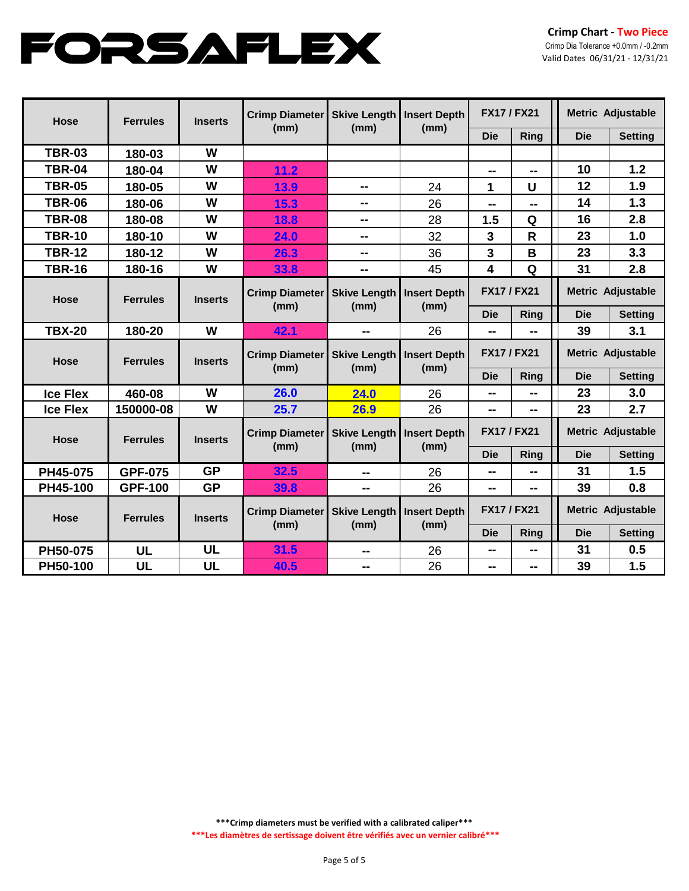# FORSAFLEX

**Crimp Chart - Two Piece**
Crimp Dia Tolerance +0.0mm / -0.2mm
Valid Dates 06/31/21 - 12/31/21

| Hose | Ferrules | Inserts | Crimp Diameter (mm) | Skive Length (mm) | Insert Depth (mm) | FX17 / FX21 | | Metric Adjustable | |
|---|---|---|---|---|---|---|---|---|---|
| | | | | | | Die | Ring | Die | Setting |
| TBR-03 | 180-03 | W | | | | | | | |
| TBR-04 | 180-04 | W | 11.2 | | | -- | -- | 10 | 1.2 |
| TBR-05 | 180-05 | W | 13.9 | -- | 24 | 1 | U | 12 | 1.9 |
| TBR-06 | 180-06 | W | 15.3 | -- | 26 | -- | -- | 14 | 1.3 |
| TBR-08 | 180-08 | W | 18.8 | -- | 28 | 1.5 | Q | 16 | 2.8 |
| TBR-10 | 180-10 | W | 24.0 | -- | 32 | 3 | R | 23 | 1.0 |
| TBR-12 | 180-12 | W | 26.3 | -- | 36 | 3 | B | 23 | 3.3 |
| TBR-16 | 180-16 | W | 33.8 | -- | 45 | 4 | Q | 31 | 2.8 |

| Hose | Ferrules | Inserts | Crimp Diameter (mm) | Skive Length (mm) | Insert Depth (mm) | FX17 / FX21 | | Metric Adjustable | |
|---|---|---|---|---|---|---|---|---|---|
| | | | | | | Die | Ring | Die | Setting |
| TBX-20 | 180-20 | W | 42.1 | -- | 26 | -- | -- | 39 | 3.1 |

| Hose | Ferrules | Inserts | Crimp Diameter (mm) | Skive Length (mm) | Insert Depth (mm) | FX17 / FX21 | | Metric Adjustable | |
|---|---|---|---|---|---|---|---|---|---|
| | | | | | | Die | Ring | Die | Setting |
| Ice Flex | 460-08 | W | 26.0 | 24.0 | 26 | -- | -- | 23 | 3.0 |
| Ice Flex | 150000-08 | W | 25.7 | 26.9 | 26 | -- | -- | 23 | 2.7 |

| Hose | Ferrules | Inserts | Crimp Diameter (mm) | Skive Length (mm) | Insert Depth (mm) | FX17 / FX21 | | Metric Adjustable | |
|---|---|---|---|---|---|---|---|---|---|
| | | | | | | Die | Ring | Die | Setting |
| PH45-075 | GPF-075 | GP | 32.5 | -- | 26 | -- | -- | 31 | 1.5 |
| PH45-100 | GPF-100 | GP | 39.8 | -- | 26 | -- | -- | 39 | 0.8 |

| Hose | Ferrules | Inserts | Crimp Diameter (mm) | Skive Length (mm) | Insert Depth (mm) | FX17 / FX21 | | Metric Adjustable | |
|---|---|---|---|---|---|---|---|---|---|
| | | | | | | Die | Ring | Die | Setting |
| PH50-075 | UL | UL | 31.5 | -- | 26 | -- | -- | 31 | 0.5 |
| PH50-100 | UL | UL | 40.5 | -- | 26 | -- | -- | 39 | 1.5 |

**\*\*\*Crimp diameters must be verified with a calibrated caliper\*\*\***

**\*\*\*Les diamètres de sertissage doivent être vérifiés avec un vernier calibré\*\*\***